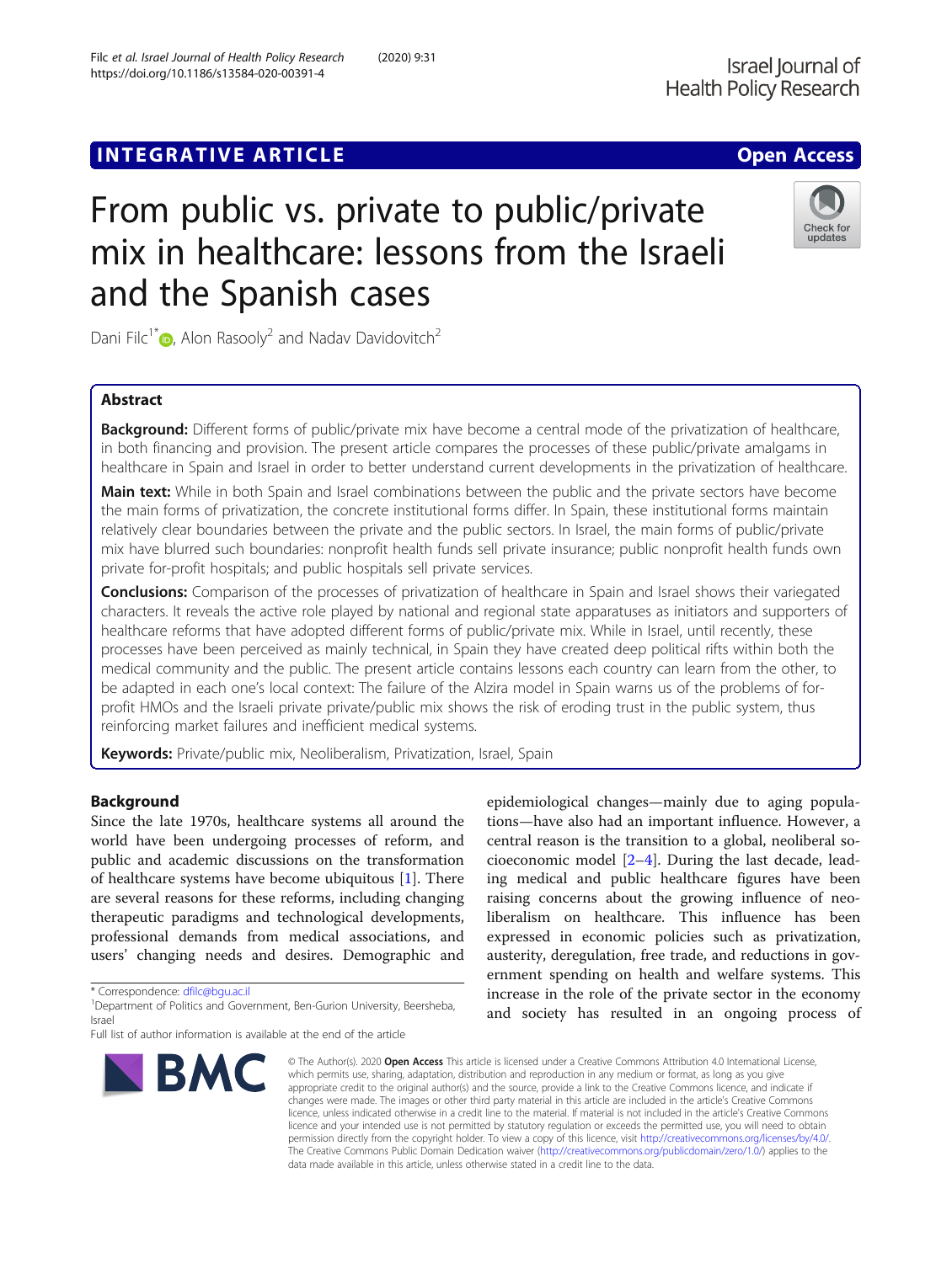INTEGRATIVE ARTICLE

Open Access

# From public vs. private to public/private mix in healthcare: lessons from the Israeli and the Spanish cases

Dani Filc[1*], Alon Rasooly[2] and Nadav Davidovitch[2]

## Abstract

**Background:** Different forms of public/private mix have become a central mode of the privatization of healthcare, in both financing and provision. The present article compares the processes of these public/private amalgams in healthcare in Spain and Israel in order to better understand current developments in the privatization of healthcare.

**Main text:** While in both Spain and Israel combinations between the public and the private sectors have become the main forms of privatization, the concrete institutional forms differ. In Spain, these institutional forms maintain relatively clear boundaries between the private and the public sectors. In Israel, the main forms of public/private mix have blurred such boundaries: nonprofit health funds sell private insurance; public nonprofit health funds own private for-profit hospitals; and public hospitals sell private services.

**Conclusions:** Comparison of the processes of privatization of healthcare in Spain and Israel shows their variegated characters. It reveals the active role played by national and regional state apparatuses as initiators and supporters of healthcare reforms that have adopted different forms of public/private mix. While in Israel, until recently, these processes have been perceived as mainly technical, in Spain they have created deep political rifts within both the medical community and the public. The present article contains lessons each country can learn from the other, to be adapted in each one's local context: The failure of the Alzira model in Spain warns us of the problems of for-profit HMOs and the Israeli private private/public mix shows the risk of eroding trust in the public system, thus reinforcing market failures and inefficient medical systems.

**Keywords:** Private/public mix, Neoliberalism, Privatization, Israel, Spain

## Background

Since the late 1970s, healthcare systems all around the world have been undergoing processes of reform, and public and academic discussions on the transformation of healthcare systems have become ubiquitous [1]. There are several reasons for these reforms, including changing therapeutic paradigms and technological developments, professional demands from medical associations, and users' changing needs and desires. Demographic and epidemiological changes—mainly due to aging populations—have also had an important influence. However, a central reason is the transition to a global, neoliberal socioeconomic model [2–4]. During the last decade, leading medical and public healthcare figures have been raising concerns about the growing influence of neoliberalism on healthcare. This influence has been expressed in economic policies such as privatization, austerity, deregulation, free trade, and reductions in government spending on health and welfare systems. This increase in the role of the private sector in the economy and society has resulted in an ongoing process of

* Correspondence: dfilc@bgu.ac.il
[1]Department of Politics and Government, Ben-Gurion University, Beersheba, Israel
Full list of author information is available at the end of the article

© The Author(s). 2020 **Open Access** This article is licensed under a Creative Commons Attribution 4.0 International License, which permits use, sharing, adaptation, distribution and reproduction in any medium or format, as long as you give appropriate credit to the original author(s) and the source, provide a link to the Creative Commons licence, and indicate if changes were made. The images or other third party material in this article are included in the article's Creative Commons licence, unless indicated otherwise in a credit line to the material. If material is not included in the article's Creative Commons licence and your intended use is not permitted by statutory regulation or exceeds the permitted use, you will need to obtain permission directly from the copyright holder. To view a copy of this licence, visit http://creativecommons.org/licenses/by/4.0/. The Creative Commons Public Domain Dedication waiver (http://creativecommons.org/publicdomain/zero/1.0/) applies to the data made available in this article, unless otherwise stated in a credit line to the data.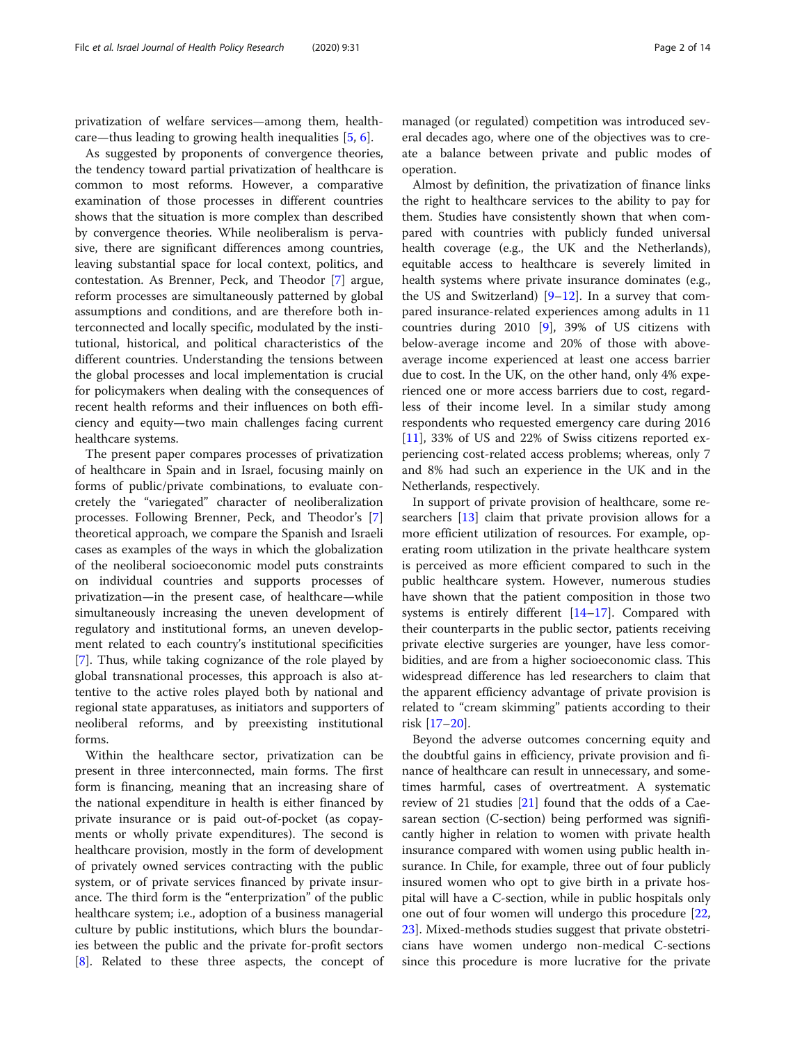privatization of welfare services—among them, healthcare—thus leading to growing health inequalities [5, 6].

As suggested by proponents of convergence theories, the tendency toward partial privatization of healthcare is common to most reforms. However, a comparative examination of those processes in different countries shows that the situation is more complex than described by convergence theories. While neoliberalism is pervasive, there are significant differences among countries, leaving substantial space for local context, politics, and contestation. As Brenner, Peck, and Theodor [7] argue, reform processes are simultaneously patterned by global assumptions and conditions, and are therefore both interconnected and locally specific, modulated by the institutional, historical, and political characteristics of the different countries. Understanding the tensions between the global processes and local implementation is crucial for policymakers when dealing with the consequences of recent health reforms and their influences on both efficiency and equity—two main challenges facing current healthcare systems.

The present paper compares processes of privatization of healthcare in Spain and in Israel, focusing mainly on forms of public/private combinations, to evaluate concretely the "variegated" character of neoliberalization processes. Following Brenner, Peck, and Theodor's [7] theoretical approach, we compare the Spanish and Israeli cases as examples of the ways in which the globalization of the neoliberal socioeconomic model puts constraints on individual countries and supports processes of privatization—in the present case, of healthcare—while simultaneously increasing the uneven development of regulatory and institutional forms, an uneven development related to each country's institutional specificities [7]. Thus, while taking cognizance of the role played by global transnational processes, this approach is also attentive to the active roles played both by national and regional state apparatuses, as initiators and supporters of neoliberal reforms, and by preexisting institutional forms.

Within the healthcare sector, privatization can be present in three interconnected, main forms. The first form is financing, meaning that an increasing share of the national expenditure in health is either financed by private insurance or is paid out-of-pocket (as copayments or wholly private expenditures). The second is healthcare provision, mostly in the form of development of privately owned services contracting with the public system, or of private services financed by private insurance. The third form is the "enterprization" of the public healthcare system; i.e., adoption of a business managerial culture by public institutions, which blurs the boundaries between the public and the private for-profit sectors [8]. Related to these three aspects, the concept of managed (or regulated) competition was introduced several decades ago, where one of the objectives was to create a balance between private and public modes of operation.

Almost by definition, the privatization of finance links the right to healthcare services to the ability to pay for them. Studies have consistently shown that when compared with countries with publicly funded universal health coverage (e.g., the UK and the Netherlands), equitable access to healthcare is severely limited in health systems where private insurance dominates (e.g., the US and Switzerland) [9–12]. In a survey that compared insurance-related experiences among adults in 11 countries during 2010 [9], 39% of US citizens with below-average income and 20% of those with above-average income experienced at least one access barrier due to cost. In the UK, on the other hand, only 4% experienced one or more access barriers due to cost, regardless of their income level. In a similar study among respondents who requested emergency care during 2016 [11], 33% of US and 22% of Swiss citizens reported experiencing cost-related access problems; whereas, only 7 and 8% had such an experience in the UK and in the Netherlands, respectively.

In support of private provision of healthcare, some researchers [13] claim that private provision allows for a more efficient utilization of resources. For example, operating room utilization in the private healthcare system is perceived as more efficient compared to such in the public healthcare system. However, numerous studies have shown that the patient composition in those two systems is entirely different [14–17]. Compared with their counterparts in the public sector, patients receiving private elective surgeries are younger, have less comorbidities, and are from a higher socioeconomic class. This widespread difference has led researchers to claim that the apparent efficiency advantage of private provision is related to "cream skimming" patients according to their risk [17–20].

Beyond the adverse outcomes concerning equity and the doubtful gains in efficiency, private provision and finance of healthcare can result in unnecessary, and sometimes harmful, cases of overtreatment. A systematic review of 21 studies [21] found that the odds of a Caesarean section (C-section) being performed was significantly higher in relation to women with private health insurance compared with women using public health insurance. In Chile, for example, three out of four publicly insured women who opt to give birth in a private hospital will have a C-section, while in public hospitals only one out of four women will undergo this procedure [22, 23]. Mixed-methods studies suggest that private obstetricians have women undergo non-medical C-sections since this procedure is more lucrative for the private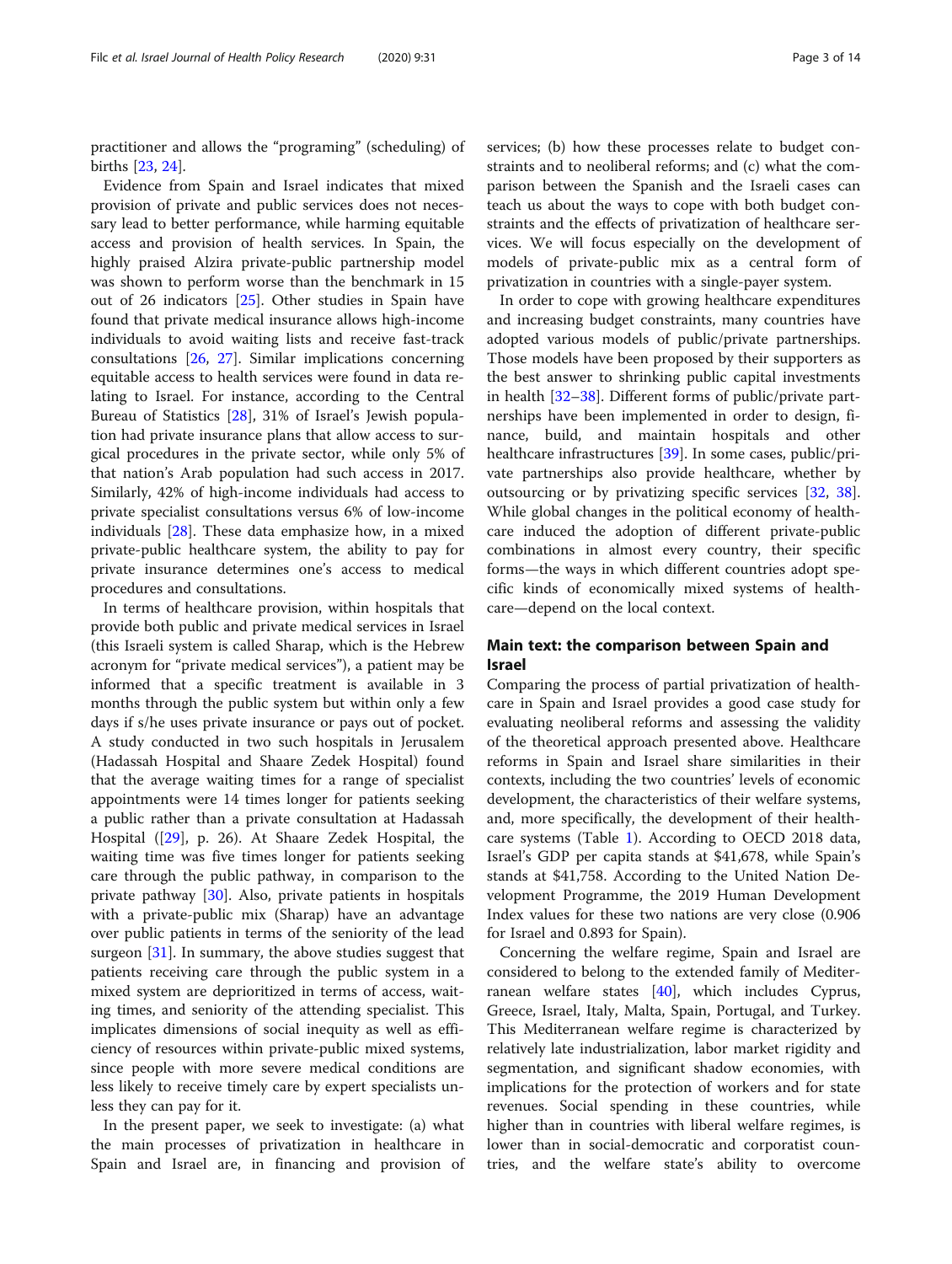practitioner and allows the "programing" (scheduling) of births [23, 24].

Evidence from Spain and Israel indicates that mixed provision of private and public services does not necessary lead to better performance, while harming equitable access and provision of health services. In Spain, the highly praised Alzira private-public partnership model was shown to perform worse than the benchmark in 15 out of 26 indicators [25]. Other studies in Spain have found that private medical insurance allows high-income individuals to avoid waiting lists and receive fast-track consultations [26, 27]. Similar implications concerning equitable access to health services were found in data relating to Israel. For instance, according to the Central Bureau of Statistics [28], 31% of Israel's Jewish population had private insurance plans that allow access to surgical procedures in the private sector, while only 5% of that nation's Arab population had such access in 2017. Similarly, 42% of high-income individuals had access to private specialist consultations versus 6% of low-income individuals [28]. These data emphasize how, in a mixed private-public healthcare system, the ability to pay for private insurance determines one's access to medical procedures and consultations.

In terms of healthcare provision, within hospitals that provide both public and private medical services in Israel (this Israeli system is called Sharap, which is the Hebrew acronym for "private medical services"), a patient may be informed that a specific treatment is available in 3 months through the public system but within only a few days if s/he uses private insurance or pays out of pocket. A study conducted in two such hospitals in Jerusalem (Hadassah Hospital and Shaare Zedek Hospital) found that the average waiting times for a range of specialist appointments were 14 times longer for patients seeking a public rather than a private consultation at Hadassah Hospital ([29], p. 26). At Shaare Zedek Hospital, the waiting time was five times longer for patients seeking care through the public pathway, in comparison to the private pathway [30]. Also, private patients in hospitals with a private-public mix (Sharap) have an advantage over public patients in terms of the seniority of the lead surgeon [31]. In summary, the above studies suggest that patients receiving care through the public system in a mixed system are deprioritized in terms of access, waiting times, and seniority of the attending specialist. This implicates dimensions of social inequity as well as efficiency of resources within private-public mixed systems, since people with more severe medical conditions are less likely to receive timely care by expert specialists unless they can pay for it.

In the present paper, we seek to investigate: (a) what the main processes of privatization in healthcare in Spain and Israel are, in financing and provision of services; (b) how these processes relate to budget constraints and to neoliberal reforms; and (c) what the comparison between the Spanish and the Israeli cases can teach us about the ways to cope with both budget constraints and the effects of privatization of healthcare services. We will focus especially on the development of models of private-public mix as a central form of privatization in countries with a single-payer system.

In order to cope with growing healthcare expenditures and increasing budget constraints, many countries have adopted various models of public/private partnerships. Those models have been proposed by their supporters as the best answer to shrinking public capital investments in health [32–38]. Different forms of public/private partnerships have been implemented in order to design, finance, build, and maintain hospitals and other healthcare infrastructures [39]. In some cases, public/private partnerships also provide healthcare, whether by outsourcing or by privatizing specific services [32, 38]. While global changes in the political economy of healthcare induced the adoption of different private-public combinations in almost every country, their specific forms—the ways in which different countries adopt specific kinds of economically mixed systems of healthcare—depend on the local context.

## Main text: the comparison between Spain and Israel

Comparing the process of partial privatization of healthcare in Spain and Israel provides a good case study for evaluating neoliberal reforms and assessing the validity of the theoretical approach presented above. Healthcare reforms in Spain and Israel share similarities in their contexts, including the two countries' levels of economic development, the characteristics of their welfare systems, and, more specifically, the development of their healthcare systems (Table 1). According to OECD 2018 data, Israel's GDP per capita stands at \$41,678, while Spain's stands at \$41,758. According to the United Nation Development Programme, the 2019 Human Development Index values for these two nations are very close (0.906 for Israel and 0.893 for Spain).

Concerning the welfare regime, Spain and Israel are considered to belong to the extended family of Mediterranean welfare states [40], which includes Cyprus, Greece, Israel, Italy, Malta, Spain, Portugal, and Turkey. This Mediterranean welfare regime is characterized by relatively late industrialization, labor market rigidity and segmentation, and significant shadow economies, with implications for the protection of workers and for state revenues. Social spending in these countries, while higher than in countries with liberal welfare regimes, is lower than in social-democratic and corporatist countries, and the welfare state's ability to overcome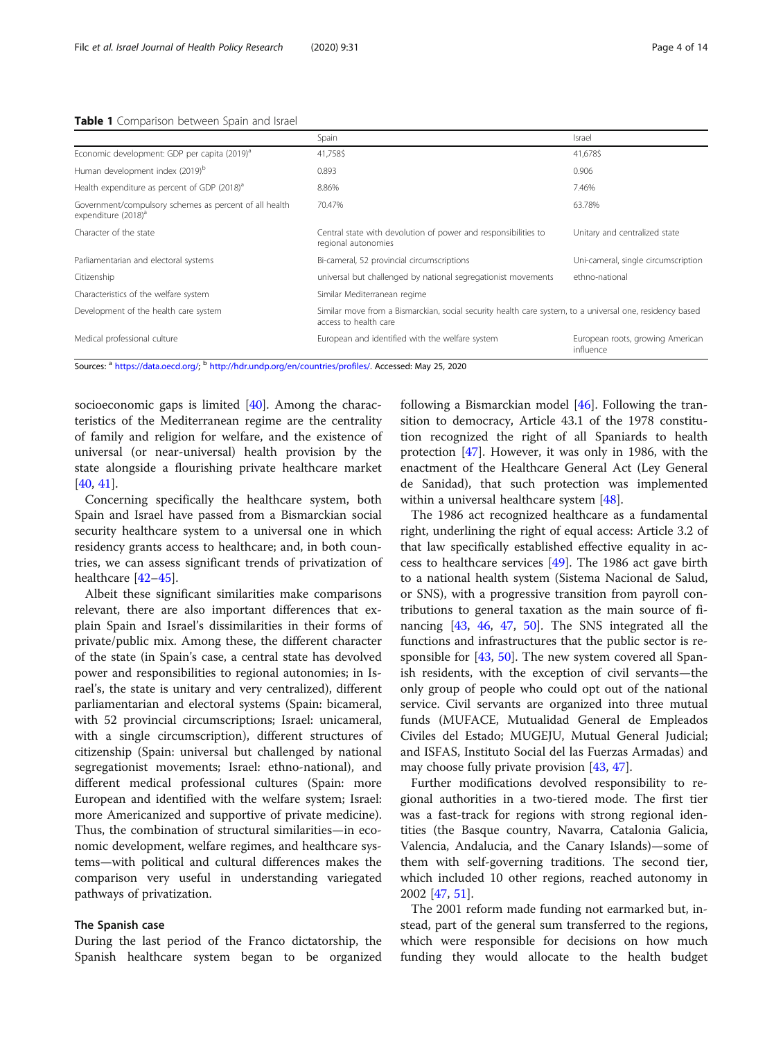**Table 1** Comparison between Spain and Israel

| | Spain | Israel |
|---|---|---|
| Economic development: GDP per capita (2019)[a] | 41,758$ | 41,678$ |
| Human development index (2019)[b] | 0.893 | 0.906 |
| Health expenditure as percent of GDP (2018)[a] | 8.86% | 7.46% |
| Government/compulsory schemes as percent of all health expenditure (2018)[a] | 70.47% | 63.78% |
| Character of the state | Central state with devolution of power and responsibilities to regional autonomies | Unitary and centralized state |
| Parliamentarian and electoral systems | Bi-cameral, 52 provincial circumscriptions | Uni-cameral, single circumscription |
| Citizenship | universal but challenged by national segregationist movements | ethno-national |
| Characteristics of the welfare system | Similar Mediterranean regime | |
| Development of the health care system | Similar move from a Bismarckian, social security health care system, to a universal one, residency based access to health care | |
| Medical professional culture | European and identified with the welfare system | European roots, growing American influence |

Sources: [a] https://data.oecd.org/; [b] http://hdr.undp.org/en/countries/profiles/. Accessed: May 25, 2020

socioeconomic gaps is limited [40]. Among the characteristics of the Mediterranean regime are the centrality of family and religion for welfare, and the existence of universal (or near-universal) health provision by the state alongside a flourishing private healthcare market [40, 41].

Concerning specifically the healthcare system, both Spain and Israel have passed from a Bismarckian social security healthcare system to a universal one in which residency grants access to healthcare; and, in both countries, we can assess significant trends of privatization of healthcare [42–45].

Albeit these significant similarities make comparisons relevant, there are also important differences that explain Spain and Israel's dissimilarities in their forms of private/public mix. Among these, the different character of the state (in Spain's case, a central state has devolved power and responsibilities to regional autonomies; in Israel's, the state is unitary and very centralized), different parliamentarian and electoral systems (Spain: bicameral, with 52 provincial circumscriptions; Israel: unicameral, with a single circumscription), different structures of citizenship (Spain: universal but challenged by national segregationist movements; Israel: ethno-national), and different medical professional cultures (Spain: more European and identified with the welfare system; Israel: more Americanized and supportive of private medicine). Thus, the combination of structural similarities—in economic development, welfare regimes, and healthcare systems—with political and cultural differences makes the comparison very useful in understanding variegated pathways of privatization.

### The Spanish case

During the last period of the Franco dictatorship, the Spanish healthcare system began to be organized following a Bismarckian model [46]. Following the transition to democracy, Article 43.1 of the 1978 constitution recognized the right of all Spaniards to health protection [47]. However, it was only in 1986, with the enactment of the Healthcare General Act (Ley General de Sanidad), that such protection was implemented within a universal healthcare system [48].

The 1986 act recognized healthcare as a fundamental right, underlining the right of equal access: Article 3.2 of that law specifically established effective equality in access to healthcare services [49]. The 1986 act gave birth to a national health system (Sistema Nacional de Salud, or SNS), with a progressive transition from payroll contributions to general taxation as the main source of financing [43, 46, 47, 50]. The SNS integrated all the functions and infrastructures that the public sector is responsible for [43, 50]. The new system covered all Spanish residents, with the exception of civil servants—the only group of people who could opt out of the national service. Civil servants are organized into three mutual funds (MUFACE, Mutualidad General de Empleados Civiles del Estado; MUGEJU, Mutual General Judicial; and ISFAS, Instituto Social del las Fuerzas Armadas) and may choose fully private provision [43, 47].

Further modifications devolved responsibility to regional authorities in a two-tiered mode. The first tier was a fast-track for regions with strong regional identities (the Basque country, Navarra, Catalonia Galicia, Valencia, Andalucia, and the Canary Islands)—some of them with self-governing traditions. The second tier, which included 10 other regions, reached autonomy in 2002 [47, 51].

The 2001 reform made funding not earmarked but, instead, part of the general sum transferred to the regions, which were responsible for decisions on how much funding they would allocate to the health budget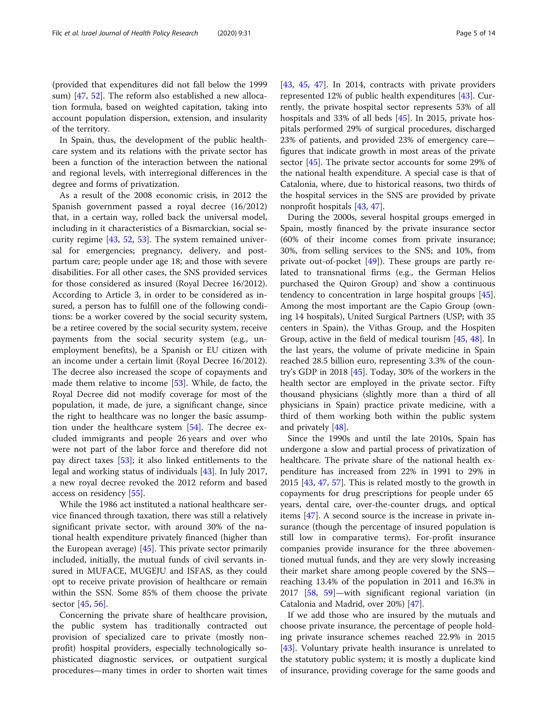(provided that expenditures did not fall below the 1999 sum) [47, 52]. The reform also established a new allocation formula, based on weighted capitation, taking into account population dispersion, extension, and insularity of the territory.

In Spain, thus, the development of the public healthcare system and its relations with the private sector has been a function of the interaction between the national and regional levels, with interregional differences in the degree and forms of privatization.

As a result of the 2008 economic crisis, in 2012 the Spanish government passed a royal decree (16/2012) that, in a certain way, rolled back the universal model, including in it characteristics of a Bismarckian, social security regime [43, 52, 53]. The system remained universal for emergencies; pregnancy, delivery, and postpartum care; people under age 18; and those with severe disabilities. For all other cases, the SNS provided services for those considered as insured (Royal Decree 16/2012). According to Article 3, in order to be considered as insured, a person has to fulfill one of the following conditions: be a worker covered by the social security system, be a retiree covered by the social security system, receive payments from the social security system (e.g., unemployment benefits), be a Spanish or EU citizen with an income under a certain limit (Royal Decree 16/2012). The decree also increased the scope of copayments and made them relative to income [53]. While, de facto, the Royal Decree did not modify coverage for most of the population, it made, de jure, a significant change, since the right to healthcare was no longer the basic assumption under the healthcare system [54]. The decree excluded immigrants and people over 26 years and over who were not part of the labor force and therefore did not pay direct taxes [53]; it also linked entitlements to the legal and working status of individuals [43]. In July 2017, a new royal decree revoked the 2012 reform and based access on residency [55].

While the 1986 act instituted a national healthcare service financed through taxation, there was still a relatively significant private sector, with around 30% of the national health expenditure privately financed (higher than the European average) [45]. This private sector primarily included, initially, the mutual funds of civil servants insured in MUFACE, MUGEJU and ISFAS, as they could opt to receive private provision of healthcare or remain within the SSN. Some 85% of them choose the private sector [45, 56].

Concerning the private share of healthcare provision, the public system has traditionally contracted out provision of specialized care to private (mostly nonprofit) hospital providers, especially technologically sophisticated diagnostic services, or outpatient surgical procedures—many times in order to shorten wait times [43, 45, 47]. In 2014, contracts with private providers represented 12% of public health expenditures [43]. Currently, the private hospital sector represents 53% of all hospitals and 33% of all beds [45]. In 2015, private hospitals performed 29% of surgical procedures, discharged 23% of patients, and provided 23% of emergency care—figures that indicate growth in most areas of the private sector [45]. The private sector accounts for some 29% of the national health expenditure. A special case is that of Catalonia, where, due to historical reasons, two thirds of the hospital services in the SNS are provided by private nonprofit hospitals [43, 47].

During the 2000s, several hospital groups emerged in Spain, mostly financed by the private insurance sector (60% of their income comes from private insurance; 30%, from selling services to the SNS; and 10%, from private out-of-pocket [49]). These groups are partly related to transnational firms (e.g., the German Helios purchased the Quiron Group) and show a continuous tendency to concentration in large hospital groups [45]. Among the most important are the Capio Group (owning 14 hospitals), United Surgical Partners (USP; with 35 centers in Spain), the Vithas Group, and the Hospiten Group, active in the field of medical tourism [45, 48]. In the last years, the volume of private medicine in Spain reached 28.5 billion euro, representing 3.3% of the country's GDP in 2018 [45]. Today, 30% of the workers in the health sector are employed in the private sector. Fifty thousand physicians (slightly more than a third of all physicians in Spain) practice private medicine, with a third of them working both within the public system and privately [48].

Since the 1990s and until the late 2010s, Spain has undergone a slow and partial process of privatization of healthcare. The private share of the national health expenditure has increased from 22% in 1991 to 29% in 2015 [43, 47, 57]. This is related mostly to the growth in copayments for drug prescriptions for people under 65 years, dental care, over-the-counter drugs, and optical items [47]. A second source is the increase in private insurance (though the percentage of insured population is still low in comparative terms). For-profit insurance companies provide insurance for the three abovementioned mutual funds, and they are very slowly increasing their market share among people covered by the SNS—reaching 13.4% of the population in 2011 and 16.3% in 2017 [58, 59]—with significant regional variation (in Catalonia and Madrid, over 20%) [47].

If we add those who are insured by the mutuals and choose private insurance, the percentage of people holding private insurance schemes reached 22.9% in 2015 [43]. Voluntary private health insurance is unrelated to the statutory public system; it is mostly a duplicate kind of insurance, providing coverage for the same goods and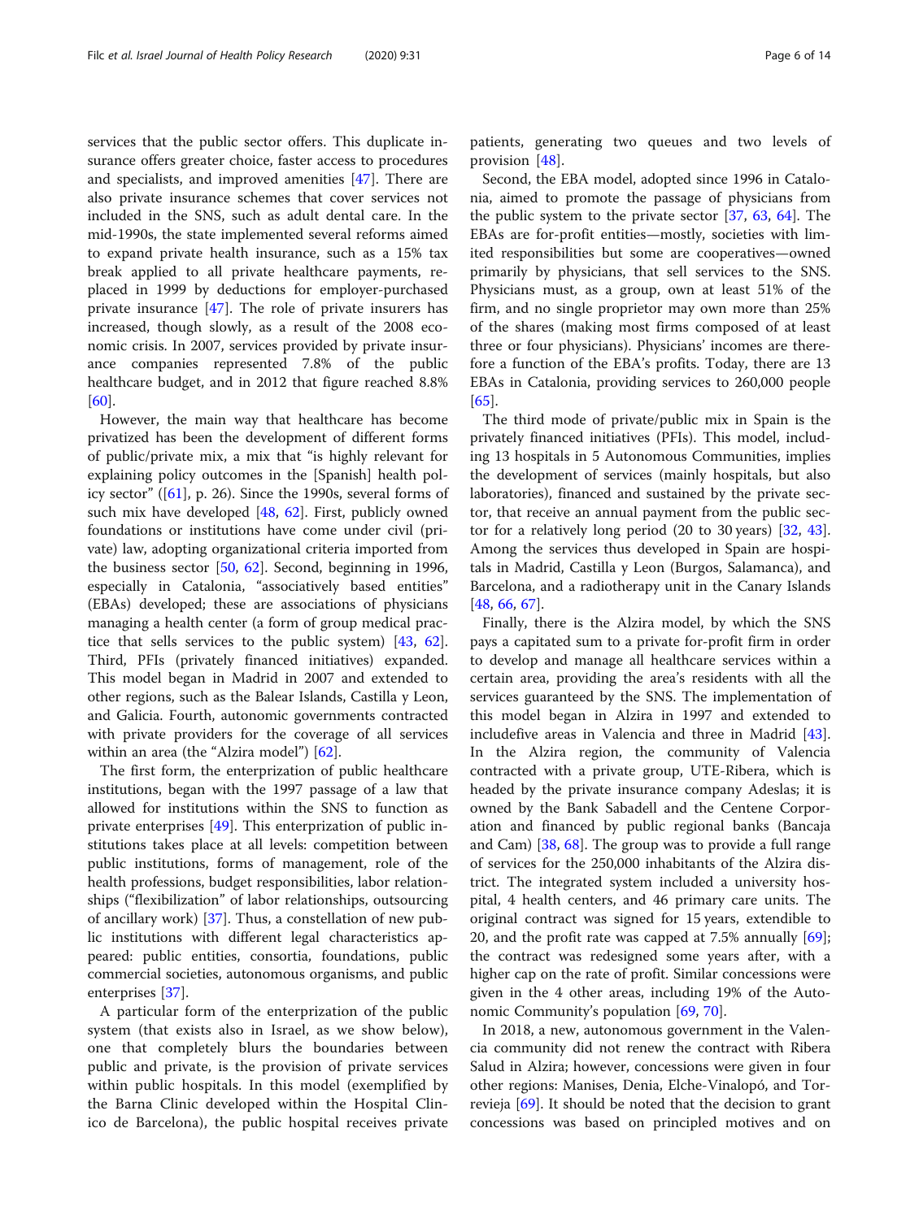services that the public sector offers. This duplicate insurance offers greater choice, faster access to procedures and specialists, and improved amenities [47]. There are also private insurance schemes that cover services not included in the SNS, such as adult dental care. In the mid-1990s, the state implemented several reforms aimed to expand private health insurance, such as a 15% tax break applied to all private healthcare payments, replaced in 1999 by deductions for employer-purchased private insurance [47]. The role of private insurers has increased, though slowly, as a result of the 2008 economic crisis. In 2007, services provided by private insurance companies represented 7.8% of the public healthcare budget, and in 2012 that figure reached 8.8% [60].

However, the main way that healthcare has become privatized has been the development of different forms of public/private mix, a mix that "is highly relevant for explaining policy outcomes in the health policy sector" ([61], p. 26). Since the 1990s, several forms of such mix have developed [48, 62]. First, publicly owned foundations or institutions have come under civil (private) law, adopting organizational criteria imported from the business sector [50, 62]. Second, beginning in 1996, especially in Catalonia, "associatively based entities" (EBAs) developed; these are associations of physicians managing a health center (a form of group medical practice that sells services to the public system) [43, 62]. Third, PFIs (privately financed initiatives) expanded. This model began in Madrid in 2007 and extended to other regions, such as the Balear Islands, Castilla y Leon, and Galicia. Fourth, autonomic governments contracted with private providers for the coverage of all services within an area (the "Alzira model") [62].

The first form, the enterprization of public healthcare institutions, began with the 1997 passage of a law that allowed for institutions within the SNS to function as private enterprises [49]. This enterprization of public institutions takes place at all levels: competition between public institutions, forms of management, role of the health professions, budget responsibilities, labor relationships ("flexibilization" of labor relationships, outsourcing of ancillary work) [37]. Thus, a constellation of new public institutions with different legal characteristics appeared: public entities, consortia, foundations, public commercial societies, autonomous organisms, and public enterprises [37].

A particular form of the enterprization of the public system (that exists also in Israel, as we show below), one that completely blurs the boundaries between public and private, is the provision of private services within public hospitals. In this model (exemplified by the Barna Clinic developed within the Hospital Clinico de Barcelona), the public hospital receives private patients, generating two queues and two levels of provision [48].

Second, the EBA model, adopted since 1996 in Catalonia, aimed to promote the passage of physicians from the public system to the private sector [37, 63, 64]. The EBAs are for-profit entities—mostly, societies with limited responsibilities but some are cooperatives—owned primarily by physicians, that sell services to the SNS. Physicians must, as a group, own at least 51% of the firm, and no single proprietor may own more than 25% of the shares (making most firms composed of at least three or four physicians). Physicians' incomes are therefore a function of the EBA's profits. Today, there are 13 EBAs in Catalonia, providing services to 260,000 people [65].

The third mode of private/public mix in Spain is the privately financed initiatives (PFIs). This model, including 13 hospitals in 5 Autonomous Communities, implies the development of services (mainly hospitals, but also laboratories), financed and sustained by the private sector, that receive an annual payment from the public sector for a relatively long period (20 to 30 years) [32, 43]. Among the services thus developed in Spain are hospitals in Madrid, Castilla y Leon (Burgos, Salamanca), and Barcelona, and a radiotherapy unit in the Canary Islands [48, 66, 67].

Finally, there is the Alzira model, by which the SNS pays a capitated sum to a private for-profit firm in order to develop and manage all healthcare services within a certain area, providing the area's residents with all the services guaranteed by the SNS. The implementation of this model began in Alzira in 1997 and extended to includefive areas in Valencia and three in Madrid [43]. In the Alzira region, the community of Valencia contracted with a private group, UTE-Ribera, which is headed by the private insurance company Adeslas; it is owned by the Bank Sabadell and the Centene Corporation and financed by public regional banks (Bancaja and Cam) [38, 68]. The group was to provide a full range of services for the 250,000 inhabitants of the Alzira district. The integrated system included a university hospital, 4 health centers, and 46 primary care units. The original contract was signed for 15 years, extendible to 20, and the profit rate was capped at 7.5% annually [69]; the contract was redesigned some years after, with a higher cap on the rate of profit. Similar concessions were given in the 4 other areas, including 19% of the Autonomic Community's population [69, 70].

In 2018, a new, autonomous government in the Valencia community did not renew the contract with Ribera Salud in Alzira; however, concessions were given in four other regions: Manises, Denia, Elche-Vinalopó, and Torrevieja [69]. It should be noted that the decision to grant concessions was based on principled motives and on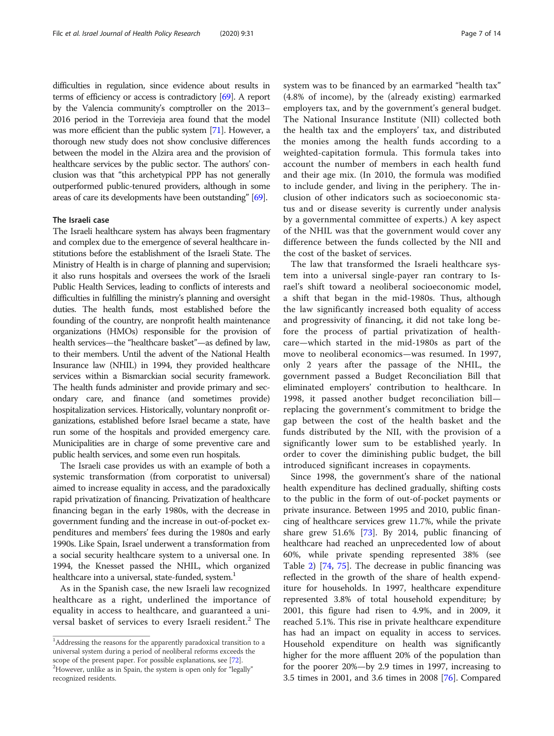difficulties in regulation, since evidence about results in terms of efficiency or access is contradictory [69]. A report by the Valencia community's comptroller on the 2013–2016 period in the Torrevieja area found that the model was more efficient than the public system [71]. However, a thorough new study does not show conclusive differences between the model in the Alzira area and the provision of healthcare services by the public sector. The authors' conclusion was that "this archetypical PPP has not generally outperformed public-tenured providers, although in some areas of care its developments have been outstanding" [69].

### The Israeli case

The Israeli healthcare system has always been fragmentary and complex due to the emergence of several healthcare institutions before the establishment of the Israeli State. The Ministry of Health is in charge of planning and supervision; it also runs hospitals and oversees the work of the Israeli Public Health Services, leading to conflicts of interests and difficulties in fulfilling the ministry's planning and oversight duties. The health funds, most established before the founding of the country, are nonprofit health maintenance organizations (HMOs) responsible for the provision of health services—the "healthcare basket"—as defined by law, to their members. Until the advent of the National Health Insurance law (NHIL) in 1994, they provided healthcare services within a Bismarckian social security framework. The health funds administer and provide primary and secondary care, and finance (and sometimes provide) hospitalization services. Historically, voluntary nonprofit organizations, established before Israel became a state, have run some of the hospitals and provided emergency care. Municipalities are in charge of some preventive care and public health services, and some even run hospitals.

The Israeli case provides us with an example of both a systemic transformation (from corporatist to universal) aimed to increase equality in access, and the paradoxically rapid privatization of financing. Privatization of healthcare financing began in the early 1980s, with the decrease in government funding and the increase in out-of-pocket expenditures and members' fees during the 1980s and early 1990s. Like Spain, Israel underwent a transformation from a social security healthcare system to a universal one. In 1994, the Knesset passed the NHIL, which organized healthcare into a universal, state-funded, system.[1]

As in the Spanish case, the new Israeli law recognized healthcare as a right, underlined the importance of equality in access to healthcare, and guaranteed a universal basket of services to every Israeli resident.[2] The system was to be financed by an earmarked "health tax" (4.8% of income), by the (already existing) earmarked employers tax, and by the government's general budget. The National Insurance Institute (NII) collected both the health tax and the employers' tax, and distributed the monies among the health funds according to a weighted-capitation formula. This formula takes into account the number of members in each health fund and their age mix. (In 2010, the formula was modified to include gender, and living in the periphery. The inclusion of other indicators such as socioeconomic status and or disease severity is currently under analysis by a governmental committee of experts.) A key aspect of the NHIL was that the government would cover any difference between the funds collected by the NII and the cost of the basket of services.

The law that transformed the Israeli healthcare system into a universal single-payer ran contrary to Israel's shift toward a neoliberal socioeconomic model, a shift that began in the mid-1980s. Thus, although the law significantly increased both equality of access and progressivity of financing, it did not take long before the process of partial privatization of healthcare—which started in the mid-1980s as part of the move to neoliberal economics—was resumed. In 1997, only 2 years after the passage of the NHIL, the government passed a Budget Reconciliation Bill that eliminated employers' contribution to healthcare. In 1998, it passed another budget reconciliation bill—replacing the government's commitment to bridge the gap between the cost of the health basket and the funds distributed by the NII, with the provision of a significantly lower sum to be established yearly. In order to cover the diminishing public budget, the bill introduced significant increases in copayments.

Since 1998, the government's share of the national health expenditure has declined gradually, shifting costs to the public in the form of out-of-pocket payments or private insurance. Between 1995 and 2010, public financing of healthcare services grew 11.7%, while the private share grew 51.6% [73]. By 2014, public financing of healthcare had reached an unprecedented low of about 60%, while private spending represented 38% (see Table 2) [74, 75]. The decrease in public financing was reflected in the growth of the share of health expenditure for households. In 1997, healthcare expenditure represented 3.8% of total household expenditure; by 2001, this figure had risen to 4.9%, and in 2009, it reached 5.1%. This rise in private healthcare expenditure has had an impact on equality in access to services. Household expenditure on health was significantly higher for the more affluent 20% of the population than for the poorer 20%—by 2.9 times in 1997, increasing to 3.5 times in 2001, and 3.6 times in 2008 [76]. Compared

---

[1] Addressing the reasons for the apparently paradoxical transition to a universal system during a period of neoliberal reforms exceeds the scope of the present paper. For possible explanations, see [72].

[2] However, unlike as in Spain, the system is open only for "legally" recognized residents.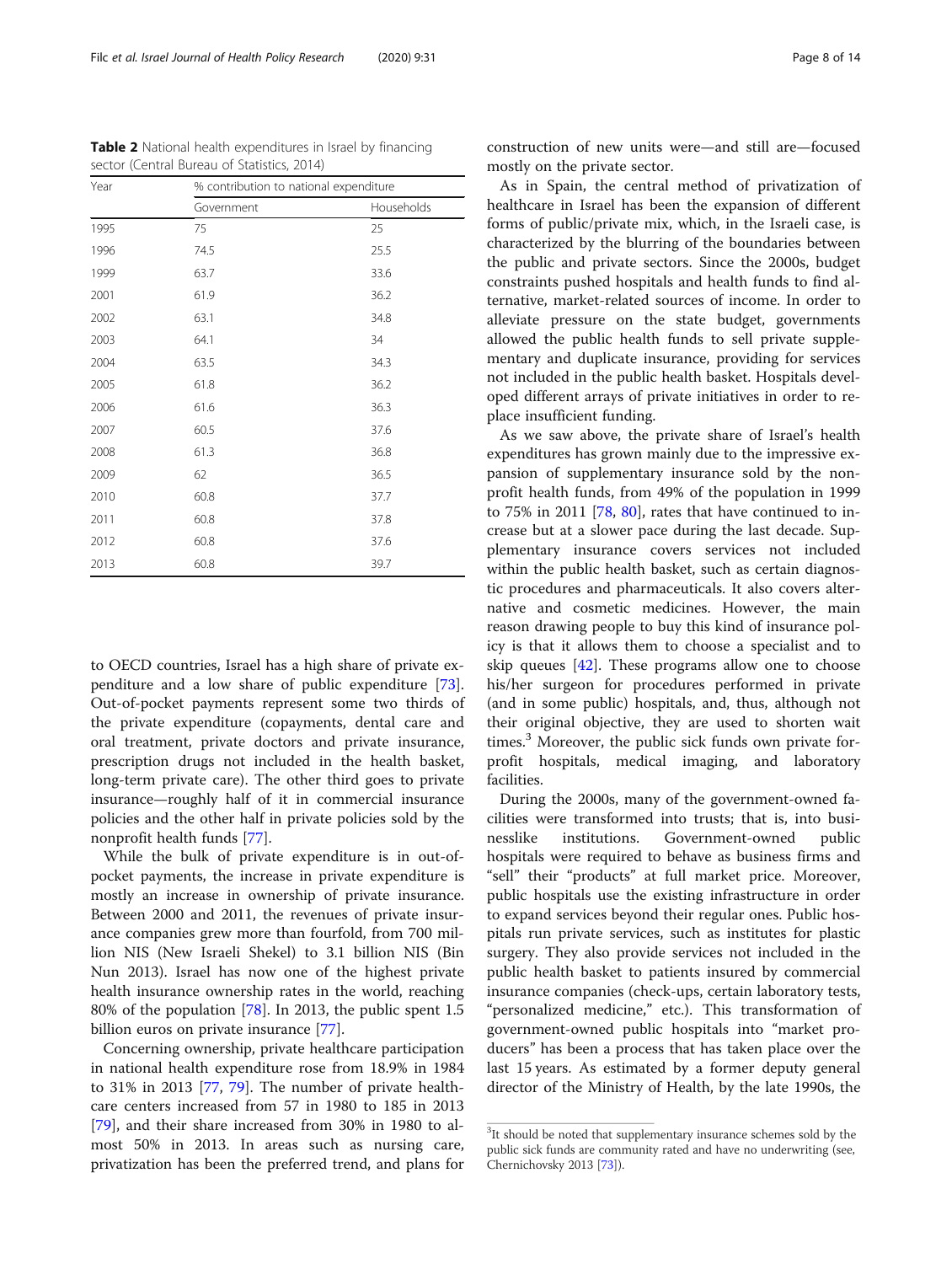**Table 2** National health expenditures in Israel by financing sector (Central Bureau of Statistics, 2014)

| Year | % contribution to national expenditure | |
|---|---|---|
| | Government | Households |
| 1995 | 75 | 25 |
| 1996 | 74.5 | 25.5 |
| 1999 | 63.7 | 33.6 |
| 2001 | 61.9 | 36.2 |
| 2002 | 63.1 | 34.8 |
| 2003 | 64.1 | 34 |
| 2004 | 63.5 | 34.3 |
| 2005 | 61.8 | 36.2 |
| 2006 | 61.6 | 36.3 |
| 2007 | 60.5 | 37.6 |
| 2008 | 61.3 | 36.8 |
| 2009 | 62 | 36.5 |
| 2010 | 60.8 | 37.7 |
| 2011 | 60.8 | 37.8 |
| 2012 | 60.8 | 37.6 |
| 2013 | 60.8 | 39.7 |

to OECD countries, Israel has a high share of private expenditure and a low share of public expenditure [73]. Out-of-pocket payments represent some two thirds of the private expenditure (copayments, dental care and oral treatment, private doctors and private insurance, prescription drugs not included in the health basket, long-term private care). The other third goes to private insurance—roughly half of it in commercial insurance policies and the other half in private policies sold by the nonprofit health funds [77].

While the bulk of private expenditure is in out-of-pocket payments, the increase in private expenditure is mostly an increase in ownership of private insurance. Between 2000 and 2011, the revenues of private insurance companies grew more than fourfold, from 700 million NIS (New Israeli Shekel) to 3.1 billion NIS (Bin Nun 2013). Israel has now one of the highest private health insurance ownership rates in the world, reaching 80% of the population [78]. In 2013, the public spent 1.5 billion euros on private insurance [77].

Concerning ownership, private healthcare participation in national health expenditure rose from 18.9% in 1984 to 31% in 2013 [77, 79]. The number of private healthcare centers increased from 57 in 1980 to 185 in 2013 [79], and their share increased from 30% in 1980 to almost 50% in 2013. In areas such as nursing care, privatization has been the preferred trend, and plans for construction of new units were—and still are—focused mostly on the private sector.

As in Spain, the central method of privatization of healthcare in Israel has been the expansion of different forms of public/private mix, which, in the Israeli case, is characterized by the blurring of the boundaries between the public and private sectors. Since the 2000s, budget constraints pushed hospitals and health funds to find alternative, market-related sources of income. In order to alleviate pressure on the state budget, governments allowed the public health funds to sell private supplementary and duplicate insurance, providing for services not included in the public health basket. Hospitals developed different arrays of private initiatives in order to replace insufficient funding.

As we saw above, the private share of Israel's health expenditures has grown mainly due to the impressive expansion of supplementary insurance sold by the nonprofit health funds, from 49% of the population in 1999 to 75% in 2011 [78, 80], rates that have continued to increase but at a slower pace during the last decade. Supplementary insurance covers services not included within the public health basket, such as certain diagnostic procedures and pharmaceuticals. It also covers alternative and cosmetic medicines. However, the main reason drawing people to buy this kind of insurance policy is that it allows them to choose a specialist and to skip queues [42]. These programs allow one to choose his/her surgeon for procedures performed in private (and in some public) hospitals, and, thus, although not their original objective, they are used to shorten wait times.[3] Moreover, the public sick funds own private for-profit hospitals, medical imaging, and laboratory facilities.

During the 2000s, many of the government-owned facilities were transformed into trusts; that is, into businesslike institutions. Government-owned public hospitals were required to behave as business firms and "sell" their "products" at full market price. Moreover, public hospitals use the existing infrastructure in order to expand services beyond their regular ones. Public hospitals run private services, such as institutes for plastic surgery. They also provide services not included in the public health basket to patients insured by commercial insurance companies (check-ups, certain laboratory tests, "personalized medicine," etc.). This transformation of government-owned public hospitals into "market producers" has been a process that has taken place over the last 15 years. As estimated by a former deputy general director of the Ministry of Health, by the late 1990s, the

[3] It should be noted that supplementary insurance schemes sold by the public sick funds are community rated and have no underwriting (see, Chernichovsky 2013 [73]).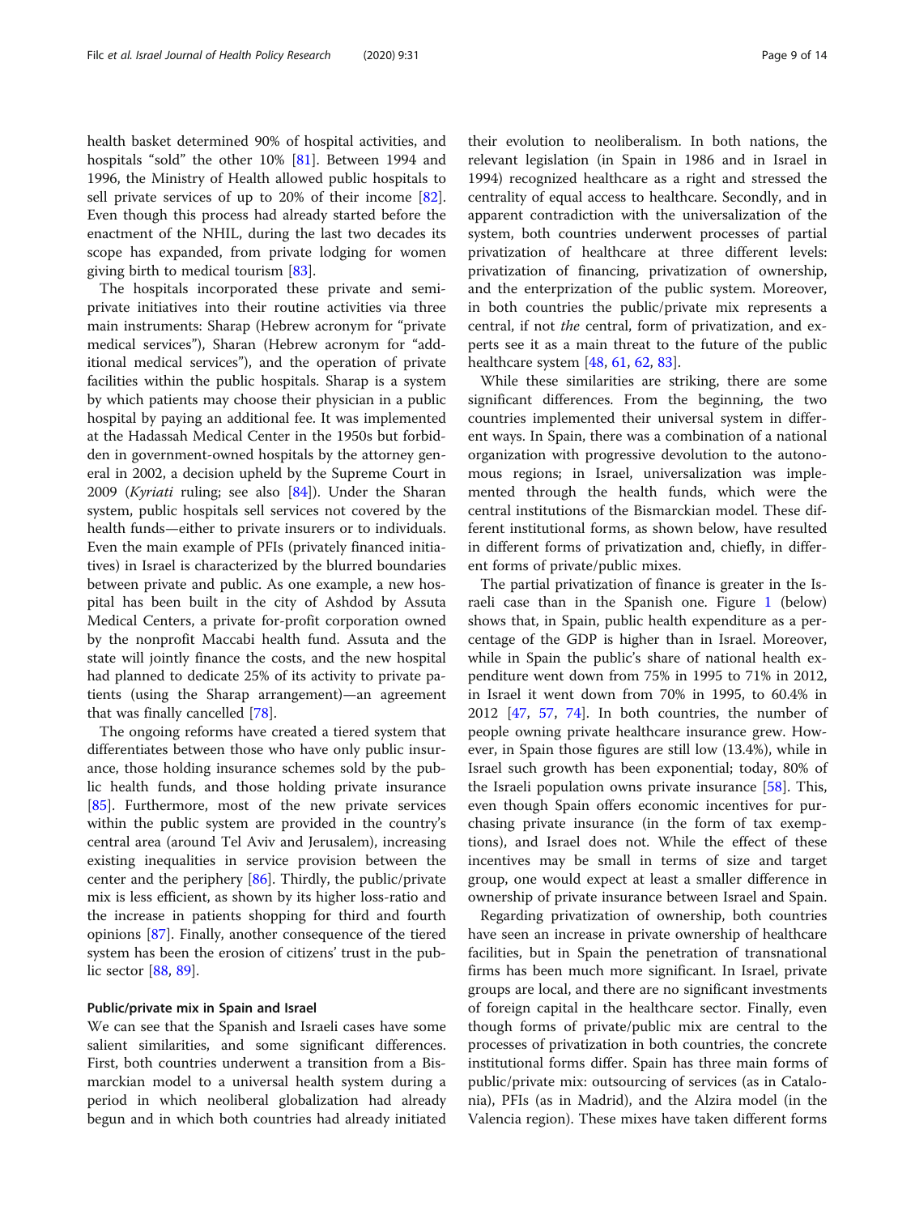health basket determined 90% of hospital activities, and hospitals "sold" the other 10% [81]. Between 1994 and 1996, the Ministry of Health allowed public hospitals to sell private services of up to 20% of their income [82]. Even though this process had already started before the enactment of the NHIL, during the last two decades its scope has expanded, from private lodging for women giving birth to medical tourism [83].

The hospitals incorporated these private and semi-private initiatives into their routine activities via three main instruments: Sharap (Hebrew acronym for "private medical services"), Sharan (Hebrew acronym for "additional medical services"), and the operation of private facilities within the public hospitals. Sharap is a system by which patients may choose their physician in a public hospital by paying an additional fee. It was implemented at the Hadassah Medical Center in the 1950s but forbidden in government-owned hospitals by the attorney general in 2002, a decision upheld by the Supreme Court in 2009 (*Kyriati* ruling; see also [84]). Under the Sharan system, public hospitals sell services not covered by the health funds—either to private insurers or to individuals. Even the main example of PFIs (privately financed initiatives) in Israel is characterized by the blurred boundaries between private and public. As one example, a new hospital has been built in the city of Ashdod by Assuta Medical Centers, a private for-profit corporation owned by the nonprofit Maccabi health fund. Assuta and the state will jointly finance the costs, and the new hospital had planned to dedicate 25% of its activity to private patients (using the Sharap arrangement)—an agreement that was finally cancelled [78].

The ongoing reforms have created a tiered system that differentiates between those who have only public insurance, those holding insurance schemes sold by the public health funds, and those holding private insurance [85]. Furthermore, most of the new private services within the public system are provided in the country's central area (around Tel Aviv and Jerusalem), increasing existing inequalities in service provision between the center and the periphery [86]. Thirdly, the public/private mix is less efficient, as shown by its higher loss-ratio and the increase in patients shopping for third and fourth opinions [87]. Finally, another consequence of the tiered system has been the erosion of citizens' trust in the public sector [88, 89].

### Public/private mix in Spain and Israel

We can see that the Spanish and Israeli cases have some salient similarities, and some significant differences. First, both countries underwent a transition from a Bismarckian model to a universal health system during a period in which neoliberal globalization had already begun and in which both countries had already initiated their evolution to neoliberalism. In both nations, the relevant legislation (in Spain in 1986 and in Israel in 1994) recognized healthcare as a right and stressed the centrality of equal access to healthcare. Secondly, and in apparent contradiction with the universalization of the system, both countries underwent processes of partial privatization of healthcare at three different levels: privatization of financing, privatization of ownership, and the enterprization of the public system. Moreover, in both countries the public/private mix represents a central, if not *the* central, form of privatization, and experts see it as a main threat to the future of the public healthcare system [48, 61, 62, 83].

While these similarities are striking, there are some significant differences. From the beginning, the two countries implemented their universal system in different ways. In Spain, there was a combination of a national organization with progressive devolution to the autonomous regions; in Israel, universalization was implemented through the health funds, which were the central institutions of the Bismarckian model. These different institutional forms, as shown below, have resulted in different forms of privatization and, chiefly, in different forms of private/public mixes.

The partial privatization of finance is greater in the Israeli case than in the Spanish one. Figure 1 (below) shows that, in Spain, public health expenditure as a percentage of the GDP is higher than in Israel. Moreover, while in Spain the public's share of national health expenditure went down from 75% in 1995 to 71% in 2012, in Israel it went down from 70% in 1995, to 60.4% in 2012 [47, 57, 74]. In both countries, the number of people owning private healthcare insurance grew. However, in Spain those figures are still low (13.4%), while in Israel such growth has been exponential; today, 80% of the Israeli population owns private insurance [58]. This, even though Spain offers economic incentives for purchasing private insurance (in the form of tax exemptions), and Israel does not. While the effect of these incentives may be small in terms of size and target group, one would expect at least a smaller difference in ownership of private insurance between Israel and Spain.

Regarding privatization of ownership, both countries have seen an increase in private ownership of healthcare facilities, but in Spain the penetration of transnational firms has been much more significant. In Israel, private groups are local, and there are no significant investments of foreign capital in the healthcare sector. Finally, even though forms of private/public mix are central to the processes of privatization in both countries, the concrete institutional forms differ. Spain has three main forms of public/private mix: outsourcing of services (as in Catalonia), PFIs (as in Madrid), and the Alzira model (in the Valencia region). These mixes have taken different forms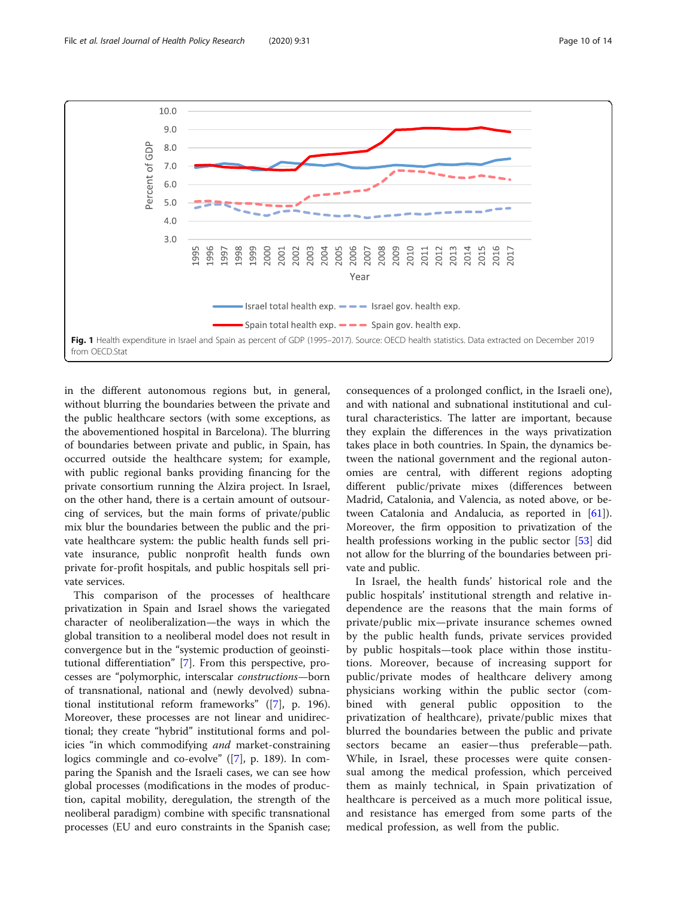Fig. 1 Health expenditure in Israel and Spain as percent of GDP (1995–2017). Source: OECD health statistics. Data extracted on December 2019 from OECD.Stat

in the different autonomous regions but, in general, without blurring the boundaries between the private and the public healthcare sectors (with some exceptions, as the abovementioned hospital in Barcelona). The blurring of boundaries between private and public, in Spain, has occurred outside the healthcare system; for example, with public regional banks providing financing for the private consortium running the Alzira project. In Israel, on the other hand, there is a certain amount of outsourcing of services, but the main forms of private/public mix blur the boundaries between the public and the private healthcare system: the public health funds sell private insurance, public nonprofit health funds own private for-profit hospitals, and public hospitals sell private services.

This comparison of the processes of healthcare privatization in Spain and Israel shows the variegated character of neoliberalization—the ways in which the global transition to a neoliberal model does not result in convergence but in the "systemic production of geoinstitutional differentiation" [7]. From this perspective, processes are "polymorphic, interscalar *constructions*—born of transnational, national and (newly devolved) subnational institutional reform frameworks" ([7], p. 196). Moreover, these processes are not linear and unidirectional; they create "hybrid" institutional forms and policies "in which commodifying *and* market-constraining logics commingle and co-evolve" ([7], p. 189). In comparing the Spanish and the Israeli cases, we can see how global processes (modifications in the modes of production, capital mobility, deregulation, the strength of the neoliberal paradigm) combine with specific transnational processes (EU and euro constraints in the Spanish case; consequences of a prolonged conflict, in the Israeli one), and with national and subnational institutional and cultural characteristics. The latter are important, because they explain the differences in the ways privatization takes place in both countries. In Spain, the dynamics between the national government and the regional autonomies are central, with different regions adopting different public/private mixes (differences between Madrid, Catalonia, and Valencia, as noted above, or between Catalonia and Andalucia, as reported in [61]). Moreover, the firm opposition to privatization of the health professions working in the public sector [53] did not allow for the blurring of the boundaries between private and public.

In Israel, the health funds' historical role and the public hospitals' institutional strength and relative independence are the reasons that the main forms of private/public mix—private insurance schemes owned by the public health funds, private services provided by public hospitals—took place within those institutions. Moreover, because of increasing support for public/private modes of healthcare delivery among physicians working within the public sector (combined with general public opposition to the privatization of healthcare), private/public mixes that blurred the boundaries between the public and private sectors became an easier—thus preferable—path. While, in Israel, these processes were quite consensual among the medical profession, which perceived them as mainly technical, in Spain privatization of healthcare is perceived as a much more political issue, and resistance has emerged from some parts of the medical profession, as well from the public.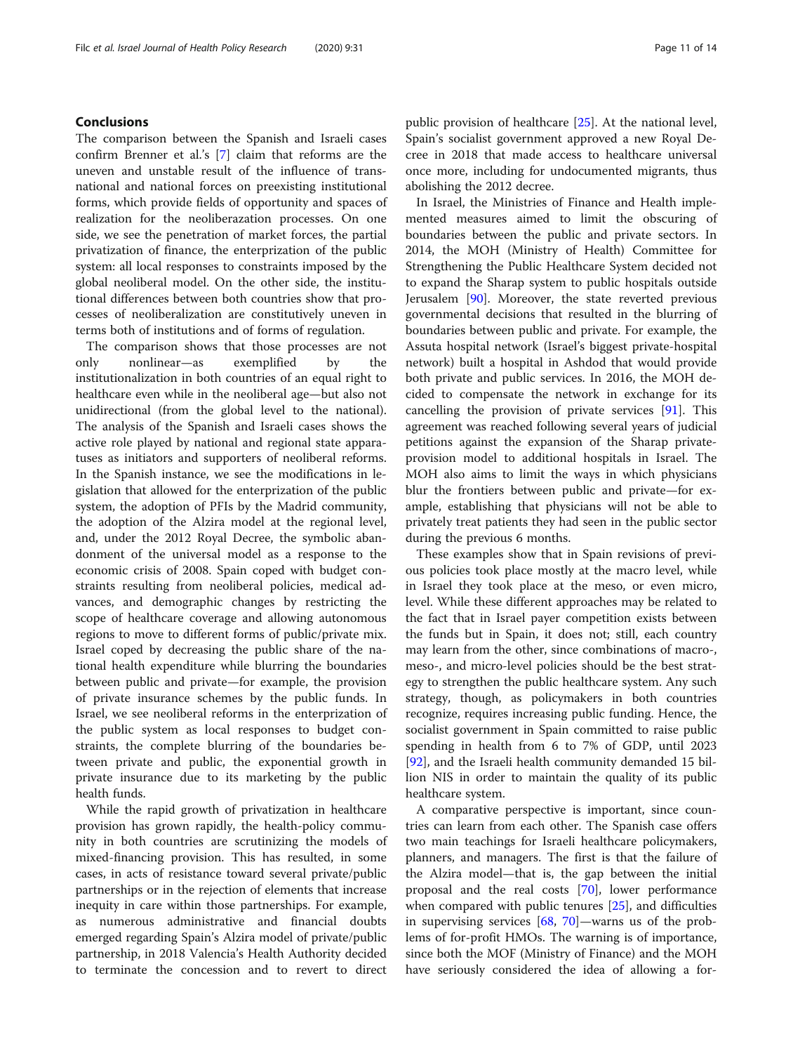## Conclusions

The comparison between the Spanish and Israeli cases confirm Brenner et al.'s [7] claim that reforms are the uneven and unstable result of the influence of transnational and national forces on preexisting institutional forms, which provide fields of opportunity and spaces of realization for the neoliberazation processes. On one side, we see the penetration of market forces, the partial privatization of finance, the enterprization of the public system: all local responses to constraints imposed by the global neoliberal model. On the other side, the institutional differences between both countries show that processes of neoliberalization are constitutively uneven in terms both of institutions and of forms of regulation.

The comparison shows that those processes are not only nonlinear—as exemplified by the institutionalization in both countries of an equal right to healthcare even while in the neoliberal age—but also not unidirectional (from the global level to the national). The analysis of the Spanish and Israeli cases shows the active role played by national and regional state apparatuses as initiators and supporters of neoliberal reforms. In the Spanish instance, we see the modifications in legislation that allowed for the enterprization of the public system, the adoption of PFIs by the Madrid community, the adoption of the Alzira model at the regional level, and, under the 2012 Royal Decree, the symbolic abandonment of the universal model as a response to the economic crisis of 2008. Spain coped with budget constraints resulting from neoliberal policies, medical advances, and demographic changes by restricting the scope of healthcare coverage and allowing autonomous regions to move to different forms of public/private mix. Israel coped by decreasing the public share of the national health expenditure while blurring the boundaries between public and private—for example, the provision of private insurance schemes by the public funds. In Israel, we see neoliberal reforms in the enterprization of the public system as local responses to budget constraints, the complete blurring of the boundaries between private and public, the exponential growth in private insurance due to its marketing by the public health funds.

While the rapid growth of privatization in healthcare provision has grown rapidly, the health-policy community in both countries are scrutinizing the models of mixed-financing provision. This has resulted, in some cases, in acts of resistance toward several private/public partnerships or in the rejection of elements that increase inequity in care within those partnerships. For example, as numerous administrative and financial doubts emerged regarding Spain's Alzira model of private/public partnership, in 2018 Valencia's Health Authority decided to terminate the concession and to revert to direct public provision of healthcare [25]. At the national level, Spain's socialist government approved a new Royal Decree in 2018 that made access to healthcare universal once more, including for undocumented migrants, thus abolishing the 2012 decree.

In Israel, the Ministries of Finance and Health implemented measures aimed to limit the obscuring of boundaries between the public and private sectors. In 2014, the MOH (Ministry of Health) Committee for Strengthening the Public Healthcare System decided not to expand the Sharap system to public hospitals outside Jerusalem [90]. Moreover, the state reverted previous governmental decisions that resulted in the blurring of boundaries between public and private. For example, the Assuta hospital network (Israel's biggest private-hospital network) built a hospital in Ashdod that would provide both private and public services. In 2016, the MOH decided to compensate the network in exchange for its cancelling the provision of private services [91]. This agreement was reached following several years of judicial petitions against the expansion of the Sharap private-provision model to additional hospitals in Israel. The MOH also aims to limit the ways in which physicians blur the frontiers between public and private—for example, establishing that physicians will not be able to privately treat patients they had seen in the public sector during the previous 6 months.

These examples show that in Spain revisions of previous policies took place mostly at the macro level, while in Israel they took place at the meso, or even micro, level. While these different approaches may be related to the fact that in Israel payer competition exists between the funds but in Spain, it does not; still, each country may learn from the other, since combinations of macro-, meso-, and micro-level policies should be the best strategy to strengthen the public healthcare system. Any such strategy, though, as policymakers in both countries recognize, requires increasing public funding. Hence, the socialist government in Spain committed to raise public spending in health from 6 to 7% of GDP, until 2023 [92], and the Israeli health community demanded 15 billion NIS in order to maintain the quality of its public healthcare system.

A comparative perspective is important, since countries can learn from each other. The Spanish case offers two main teachings for Israeli healthcare policymakers, planners, and managers. The first is that the failure of the Alzira model—that is, the gap between the initial proposal and the real costs [70], lower performance when compared with public tenures [25], and difficulties in supervising services [68, 70]—warns us of the problems of for-profit HMOs. The warning is of importance, since both the MOF (Ministry of Finance) and the MOH have seriously considered the idea of allowing a for-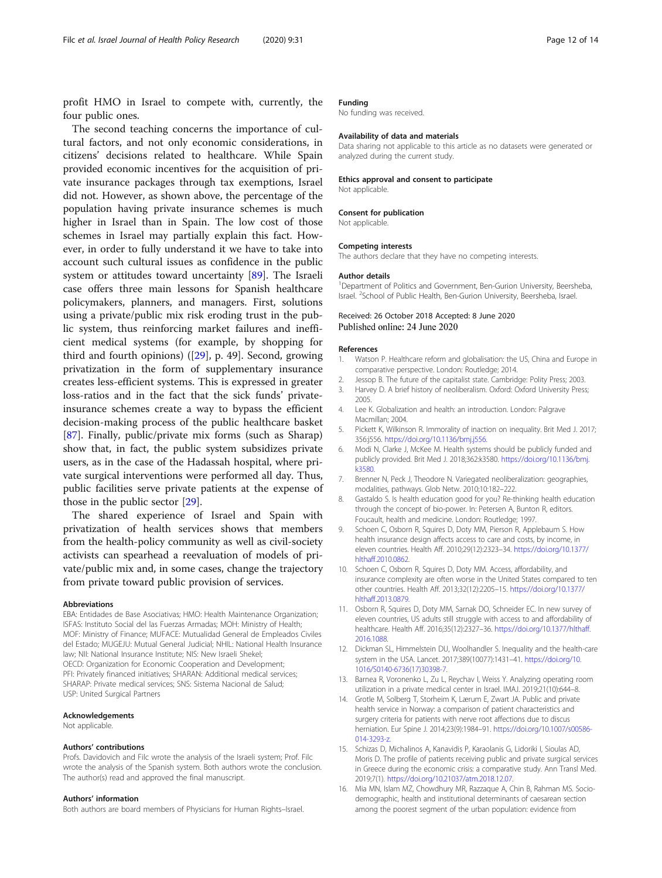profit HMO in Israel to compete with, currently, the four public ones.

The second teaching concerns the importance of cultural factors, and not only economic considerations, in citizens' decisions related to healthcare. While Spain provided economic incentives for the acquisition of private insurance packages through tax exemptions, Israel did not. However, as shown above, the percentage of the population having private insurance schemes is much higher in Israel than in Spain. The low cost of those schemes in Israel may partially explain this fact. However, in order to fully understand it we have to take into account such cultural issues as confidence in the public system or attitudes toward uncertainty [89]. The Israeli case offers three main lessons for Spanish healthcare policymakers, planners, and managers. First, solutions using a private/public mix risk eroding trust in the public system, thus reinforcing market failures and inefficient medical systems (for example, by shopping for third and fourth opinions) ([29], p. 49]. Second, growing privatization in the form of supplementary insurance creates less-efficient systems. This is expressed in greater loss-ratios and in the fact that the sick funds' private-insurance schemes create a way to bypass the efficient decision-making process of the public healthcare basket [87]. Finally, public/private mix forms (such as Sharap) show that, in fact, the public system subsidizes private users, as in the case of the Hadassah hospital, where private surgical interventions were performed all day. Thus, public facilities serve private patients at the expense of those in the public sector [29].

The shared experience of Israel and Spain with privatization of health services shows that members from the health-policy community as well as civil-society activists can spearhead a reevaluation of models of private/public mix and, in some cases, change the trajectory from private toward public provision of services.

#### Abbreviations

EBA: Entidades de Base Asociativas; HMO: Health Maintenance Organization; ISFAS: Instituto Social del las Fuerzas Armadas; MOH: Ministry of Health; MOF: Ministry of Finance; MUFACE: Mutualidad General de Empleados Civiles del Estado; MUGEJU: Mutual General Judicial; NHIL: National Health Insurance law; NII: National Insurance Institute; NIS: New Israeli Shekel; OECD: Organization for Economic Cooperation and Development; PFI: Privately financed initiatives; SHARAN: Additional medical services; SHARAP: Private medical services; SNS: Sistema Nacional de Salud; USP: United Surgical Partners

#### Acknowledgements

Not applicable.

#### Authors' contributions

Profs. Davidovich and Filc wrote the analysis of the Israeli system; Prof. Filc wrote the analysis of the Spanish system. Both authors wrote the conclusion. The author(s) read and approved the final manuscript.

#### Authors' information

Both authors are board members of Physicians for Human Rights–Israel.

#### Funding

No funding was received.

#### Availability of data and materials

Data sharing not applicable to this article as no datasets were generated or analyzed during the current study.

#### Ethics approval and consent to participate

Not applicable.

#### Consent for publication

Not applicable.

#### Competing interests

The authors declare that they have no competing interests.

#### Author details

[1]Department of Politics and Government, Ben-Gurion University, Beersheba, Israel. [2]School of Public Health, Ben-Gurion University, Beersheba, Israel.

Received: 26 October 2018 Accepted: 8 June 2020
Published online: 24 June 2020

#### References

1. Watson P. Healthcare reform and globalisation: the US, China and Europe in comparative perspective. London: Routledge; 2014.
2. Jessop B. The future of the capitalist state. Cambridge: Polity Press; 2003.
3. Harvey D. A brief history of neoliberalism. Oxford: Oxford University Press; 2005.
4. Lee K. Globalization and health: an introduction. London: Palgrave Macmillan; 2004.
5. Pickett K, Wilkinson R. Immorality of inaction on inequality. Brit Med J. 2017; 356:j556. https://doi.org/10.1136/bmj.j556.
6. Modi N, Clarke J, McKee M. Health systems should be publicly funded and publicly provided. Brit Med J. 2018;362:k3580. https://doi.org/10.1136/bmj.k3580.
7. Brenner N, Peck J, Theodore N. Variegated neoliberalization: geographies, modalities, pathways. Glob Netw. 2010;10:182–222.
8. Gastaldo S. Is health education good for you? Re-thinking health education through the concept of bio-power. In: Petersen A, Bunton R, editors. Foucault, health and medicine. London: Routledge; 1997.
9. Schoen C, Osborn R, Squires D, Doty MM, Pierson R, Applebaum S. How health insurance design affects access to care and costs, by income, in eleven countries. Health Aff. 2010;29(12):2323–34. https://doi.org/10.1377/hlthaff.2010.0862.
10. Schoen C, Osborn R, Squires D, Doty MM. Access, affordability, and insurance complexity are often worse in the United States compared to ten other countries. Health Aff. 2013;32(12):2205–15. https://doi.org/10.1377/hlthaff.2013.0879.
11. Osborn R, Squires D, Doty MM, Sarnak DO, Schneider EC. In new survey of eleven countries, US adults still struggle with access to and affordability of healthcare. Health Aff. 2016;35(12):2327–36. https://doi.org/10.1377/hlthaff.2016.1088.
12. Dickman SL, Himmelstein DU, Woolhandler S. Inequality and the health-care system in the USA. Lancet. 2017;389(10077):1431–41. https://doi.org/10.1016/S0140-6736(17)30398-7.
13. Barnea R, Voronenko L, Zu L, Reychav I, Weiss Y. Analyzing operating room utilization in a private medical center in Israel. IMAJ. 2019;21(10):644–8.
14. Grotle M, Solberg T, Storheim K, Lærum E, Zwart JA. Public and private health service in Norway: a comparison of patient characteristics and surgery criteria for patients with nerve root affections due to discus herniation. Eur Spine J. 2014;23(9):1984–91. https://doi.org/10.1007/s00586-014-3293-z.
15. Schizas D, Michalinos A, Kanavidis P, Karaolanis G, Lidoriki I, Sioulas AD, Moris D. The profile of patients receiving public and private surgical services in Greece during the economic crisis: a comparative study. Ann Transl Med. 2019;7(1). https://doi.org/10.21037/atm.2018.12.07.
16. Mia MN, Islam MZ, Chowdhury MR, Razzaque A, Chin B, Rahman MS. Socio-demographic, health and institutional determinants of caesarean section among the poorest segment of the urban population: evidence from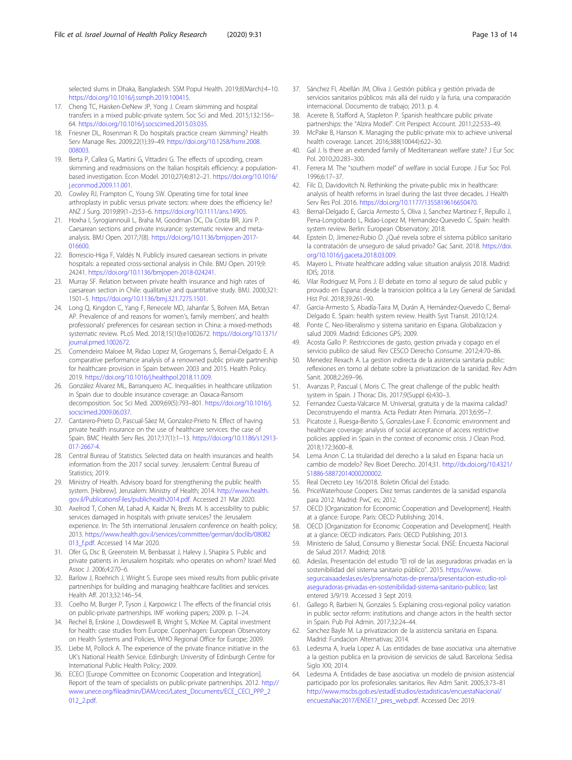selected slums in Dhaka, Bangladesh. SSM Popul Health. 2019;8(March):4–10. https://doi.org/10.1016/j.ssmph.2019.100415.

17. Cheng TC, Haisken-DeNew JP, Yong J. Cream skimming and hospital transfers in a mixed public-private system. Soc Sci and Med. 2015;132:156–64. https://doi.org/10.1016/j.socscimed.2015.03.035.
18. Friesner DL, Rosenman R. Do hospitals practice cream skimming? Health Serv Manage Res. 2009;22(1):39–49. https://doi.org/10.1258/hsmr.2008.008003.
19. Berta P, Callea G, Martini G, Vittadini G. The effects of upcoding, cream skimming and readmissions on the Italian hospitals efficiency: a population-based investigation. Econ Model. 2010;27(4):812–21. https://doi.org/10.1016/j.econmod.2009.11.001.
20. Cowley RJ, Frampton C, Young SW. Operating time for total knee arthroplasty in public versus private sectors: where does the efficiency lie? ANZ J Surg. 2019;89(1–2):53–6. https://doi.org/10.1111/ans.14905.
21. Hoxha I, Syrogiannouli L, Braha M, Goodman DC, Da Costa BR, Jüni P. Caesarean sections and private insurance: systematic review and meta-analysis. BMJ Open. 2017;7(8). https://doi.org/10.1136/bmjopen-2017-016600.
22. Borrescio-Higa F, Valdés N. Publicly insured caesarean sections in private hospitals: a repeated cross-sectional analysis in Chile. BMJ Open. 2019;9:24241. https://doi.org/10.1136/bmjopen-2018-024241.
23. Murray SF. Relation between private health insurance and high rates of caesarean section in Chile: qualitative and quantitative study. BMJ. 2000;321:1501–5. https://doi.org/10.1136/bmj.321.7275.1501.
24. Long Q, Kingdon C, Yang F, Renecele MD, Jahanfar S, Bohren MA, Betran AP. Prevalence of and reasons for women's, family members', and health professionals' preferences for cesarean section in China: a mixed-methods systematic review. PLoS Med. 2018;15(10):e1002672. https://doi.org/10.1371/journal.pmed.1002672.
25. Comendeiro Maloee M, Ridao Lopez M, Grogemans S, Bernal-Delgado E. A comparative performance analysis of a renowned public private partnership for healthcare provision in Spain between 2003 and 2015. Health Policy. 2019. https://doi.org/10.1016/j.healthpol.2018.11.009.
26. González Álvarez ML, Barranquero AC. Inequalities in healthcare utilization in Spain due to double insurance coverage: an Oaxaca-Ransom decomposition. Soc Sci Med. 2009;69(5):793–801. https://doi.org/10.1016/j.socscimed.2009.06.037.
27. Cantarero-Prieto D, Pascual-Sáez M, Gonzalez-Prieto N. Effect of having private health insurance on the use of healthcare services: the case of Spain. BMC Health Serv Res. 2017;17(1):1–13. https://doi.org/10.1186/s12913-017-2667-4.
28. Central Bureau of Statistics. Selected data on health insurances and health information from the 2017 social survey. Jerusalem: Central Bureau of Statistics; 2019.
29. Ministry of Health. Advisory board for strengthening the public health system. [Hebrew]. Jerusalem: Ministry of Health; 2014. http://www.health.gov.il/PublicationsFiles/publichealth2014.pdf. Accessed 21 Mar 2020.
30. Axelrod T, Cohen M, Lahad A, Kaidar N, Brezis M. Is accessibility to public services damaged in hospitals with private services? the Jerusalem experience. In: The 5th international Jerusalem conference on health policy; 2013. https://www.health.gov.il/services/committee/german/doclib/08082013_f.pdf. Accessed 14 Mar 2020.
31. Ofer G, Dsc B, Greenstein M, Benbassat J, Halevy J, Shapira S. Public and private patients in Jerusalem hospitals: who operates on whom? Israel Med Assoc J. 2006;4:270–6.
32. Barlow J, Roehrich J, Wright S. Europe sees mixed results from public-private partnerships for building and managing healthcare facilities and services. Health Aff. 2013;32:146–54.
33. Coelho M, Burger P, Tyson J, Karpowicz I. The effects of the financial crisis on public-private partnerships. IMF working papers; 2009. p. 1–24.
34. Rechel B, Erskine J, Dowdeswell B, Wright S, McKee M. Capital investment for health: case studies from Europe. Copenhagen: European Observatory on Health Systems and Policies, WHO Regional Office for Europe; 2009.
35. Liebe M, Pollock A. The experience of the private finance initiative in the UK's National Health Service. Edinburgh: University of Edinburgh Centre for International Public Health Policy; 2009.
36. ECECI [Europe Committee on Economic Cooperation and Integration]. Report of the team of specialists on public-private partnerships. 2012. http://www.unece.org/fileadmin/DAM/ceci/Latest_Documents/ECE_CECI_PPP_2012_2.pdf.
37. Sánchez FI, Abellán JM, Oliva J. Gestión pública y gestión privada de servicios sanitarios públicos: más allá del ruido y la furia, una comparación internacional. Documento de trabajo; 2013. p. 4.
38. Acerete B, Stafford A, Stapleton P. Spanish healthcare public private partnerships: the "Alzira Model". Crit Perspect Account. 2011;22:533–49.
39. McPake B, Hanson K. Managing the public-private mix to achieve universal health coverage. Lancet. 2016;388(10044):622–30.
40. Gal J. Is there an extended family of Mediterranean welfare state? J Eur Soc Pol. 2010;20:283–300.
41. Ferrera M. The "southern model" of welfare in social Europe. J Eur Soc Pol. 1996;6:17–37.
42. Filc D, Davidovitch N. Rethinking the private-public mix in healthcare: analysis of health reforms in Israel during the last three decades. J Health Serv Res Pol. 2016. https://doi.org/10.1177/1355819616650470.
43. Bernal-Delgado E, Garcia Armesto S, Oliva J, Sanchez Martinez F, Repullo J, Pena-Longobardo L, Ridao-Lopez M, Hernandez-Quevedo C. Spain: health system review. Berlin: European Observatory; 2018.
44. Epstein D, Jimenez-Rubio D. ¿Qué revela sobre el sistema público sanitario la contratación de unseguro de salud privado? Gac Sanit. 2018. https://doi.org/10.1016/j.gaceta.2018.03.009.
45. Mayero L. Private healthcare adding value: situation analysis 2018. Madrid: IDIS; 2018.
46. Vilar Rodriguez M, Pons J. El debate en torno al seguro de salud public y provado en Espana: desde la transicion politica a la Ley General de Sanidad. Hist Pol. 2018;39:261–90.
47. Garcia-Armesto S, Abadía-Taira M, Durán A, Hernández-Quevedo C, Bernal-Delgado E. Spain: health system review. Health Syst Transit. 2010;12:4.
48. Ponte C. Neo-liberalismo y sistema sanitario en Espana. Globalizacion y salud 2009. Madrid: Ediciones GPS; 2009.
49. Acosta Gallo P. Restricciones de gasto, gestion privada y copago en el servicio publico de salud. Rev CESCO Derecho Consume. 2012;4:70–86.
50. Menedez Rexach A. La gestion indirecta de la asistencia sanitaria public: reflexiones en torno al debate sobre la privatizacion de la sanidad. Rev Adm Sanit. 2008;2:269–96.
51. Avanzas P, Pascual I, Moris C. The great challenge of the public health system in Spain. J Thorac Dis. 2017;9(Suppl 6):430–3.
52. Fernandez Cuesta-Valcarce M. Universal, gratuita y de la maxima calidad? Deconstruyendo el mantra. Acta Pediatr Aten Primaria. 2013;6:95–7.
53. Picatoste J, Ruesga-Benito S, Gonzales-Laxe F. Economic environment and healthcare coverage: analysis of social acceptance of access restrictive policies applied in Spain in the context of economic crisis. J Clean Prod. 2018;172:3600–8.
54. Lema Anon C. La titularidad del derecho a la salud en Espana: hacia un cambio de modelo? Rev Bioet Derecho. 2014;31. http://dx.doi.org/10.4321/S1886-58872014000200002.
55. Real Decreto Ley 16/2018. Boletin Oficial del Estado.
56. PriceWaterhouse Coopers. Diez temas candentes de la sanidad espanola para 2012. Madrid: PwC es; 2012.
57. OECD [Organization for Economic Cooperation and Development]. Health at a glance: Europe. Paris: OECD Publishing; 2014..
58. OECD [Organization for Economic Cooperation and Development]. Health at a glance: OECD indicators. Paris: OECD Publishing; 2013.
59. Ministerio de Salud, Consumo y Bienestar Social. ENSE: Encuesta Nacional de Salud 2017. Madrid; 2018.
60. Adeslas. Presentación del estudio "El rol de las aseguradoras privadas en la sostenibilidad del sistema sanitario público". 2015. https://www.segurcaixaadeslas.es/es/prensa/notas-de-prensa/presentacion-estudio-rol-aseguradoras-privadas-en-sostenibilidad-sistema-sanitario-publico; last entered 3/9/19. Accessed 3 Sept 2019.
61. Gallego R, Barbieri N, Gonzales S. Explaining cross-regional policy variation in public sector reform: institutions and change actors in the health sector in Spain. Pub Pol Admin. 2017;32:24–44.
62. Sanchez Bayle M. La privatizacion de la asistencia sanitaria en Espana. Madrid: Fundacion Alternativas; 2014.
63. Ledesma A, Iruela Lopez A. Las entidades de base asociativa: una alternative a la gestion publica en la provision de servicios de salud. Barcelona: Sedisa Siglo XXI; 2014.
64. Ledesma A. Entidades de base asociativa: un modelo de prvision asistencial participado por los profesionales sanitarios. Rev Adm Sanit. 2005;3:73–81 http://www.mscbs.gob.es/estadEstudios/estadisticas/encuestaNacional/encuestaNac2017/ENSE17_pres_web.pdf. Accessed Dec 2019.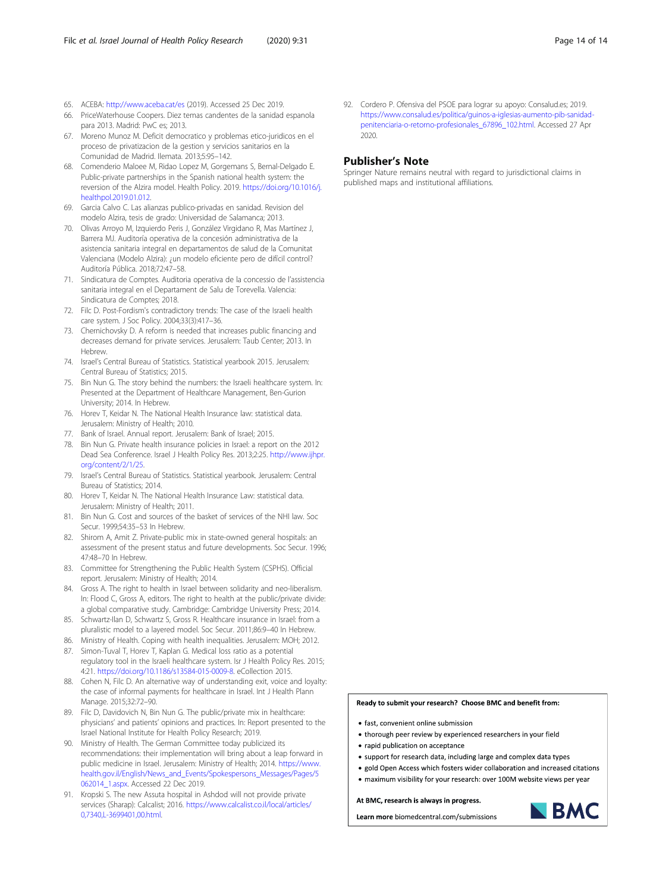65. ACEBA: http://www.aceba.cat/es (2019). Accessed 25 Dec 2019.
66. PriceWaterhouse Coopers. Diez temas candentes de la sanidad espanola para 2013. Madrid: PwC es; 2013.
67. Moreno Munoz M. Deficit democratico y problemas etico-juridicos en el proceso de privatizacion de la gestion y servicios sanitarios en la Comunidad de Madrid. Ilemata. 2013;5:95–142.
68. Comenderio Maloee M, Ridao Lopez M, Gorgemans S, Bernal-Delgado E. Public-private partnerships in the Spanish national health system: the reversion of the Alzira model. Health Policy. 2019. https://doi.org/10.1016/j.healthpol.2019.01.012.
69. Garcia Calvo C. Las alianzas publico-privadas en sanidad. Revision del modelo Alzira, tesis de grado: Universidad de Salamanca; 2013.
70. Olivas Arroyo M, Izquierdo Peris J, González Virgidano R, Mas Martínez J, Barrera MJ. Auditoría operativa de la concesión administrativa de la asistencia sanitaria integral en departamentos de salud de la Comunitat Valenciana (Modelo Alzira): ¿un modelo eficiente pero de difícil control? Auditoría Pública. 2018;72:47–58.
71. Sindicatura de Comptes. Auditoria operativa de la concessio de l'assistencia sanitaria integral en el Departament de Salu de Torevella. Valencia: Sindicatura de Comptes; 2018.
72. Filc D. Post-Fordism's contradictory trends: The case of the Israeli health care system. J Soc Policy. 2004;33(3):417–36.
73. Chernichovsky D. A reform is needed that increases public financing and decreases demand for private services. Jerusalem: Taub Center; 2013. In Hebrew.
74. Israel's Central Bureau of Statistics. Statistical yearbook 2015. Jerusalem: Central Bureau of Statistics; 2015.
75. Bin Nun G. The story behind the numbers: the Israeli healthcare system. In: Presented at the Department of Healthcare Management, Ben-Gurion University; 2014. In Hebrew.
76. Horev T, Keidar N. The National Health Insurance law: statistical data. Jerusalem: Ministry of Health; 2010.
77. Bank of Israel. Annual report. Jerusalem: Bank of Israel; 2015.
78. Bin Nun G. Private health insurance policies in Israel: a report on the 2012 Dead Sea Conference. Israel J Health Policy Res. 2013;2:25. http://www.ijhpr.org/content/2/1/25.
79. Israel's Central Bureau of Statistics. Statistical yearbook. Jerusalem: Central Bureau of Statistics; 2014.
80. Horev T, Keidar N. The National Health Insurance Law: statistical data. Jerusalem: Ministry of Health; 2011.
81. Bin Nun G. Cost and sources of the basket of services of the NHI law. Soc Secur. 1999;54:35–53 In Hebrew.
82. Shirom A, Amit Z. Private-public mix in state-owned general hospitals: an assessment of the present status and future developments. Soc Secur. 1996; 47:48–70 In Hebrew.
83. Committee for Strengthening the Public Health System (CSPHS). Official report. Jerusalem: Ministry of Health; 2014.
84. Gross A. The right to health in Israel between solidarity and neo-liberalism. In: Flood C, Gross A, editors. The right to health at the public/private divide: a global comparative study. Cambridge: Cambridge University Press; 2014.
85. Schwartz-Ilan D, Schwartz S, Gross R. Healthcare insurance in Israel: from a pluralistic model to a layered model. Soc Secur. 2011;86:9–40 In Hebrew.
86. Ministry of Health. Coping with health inequalities. Jerusalem: MOH; 2012.
87. Simon-Tuval T, Horev T, Kaplan G. Medical loss ratio as a potential regulatory tool in the Israeli healthcare system. Isr J Health Policy Res. 2015; 4:21. https://doi.org/10.1186/s13584-015-0009-8. eCollection 2015.
88. Cohen N, Filc D. An alternative way of understanding exit, voice and loyalty: the case of informal payments for healthcare in Israel. Int J Health Plann Manage. 2015;32:72–90.
89. Filc D, Davidovich N, Bin Nun G. The public/private mix in healthcare: physicians' and patients' opinions and practices. In: Report presented to the Israel National Institute for Health Policy Research; 2019.
90. Ministry of Health. The German Committee today publicized its recommendations: their implementation will bring about a leap forward in public medicine in Israel. Jerusalem: Ministry of Health; 2014. https://www.health.gov.il/English/News_and_Events/Spokespersons_Messages/Pages/5062014_1.aspx. Accessed 22 Dec 2019.
91. Kropski S. The new Assuta hospital in Ashdod will not provide private services (Sharap): Calcalist; 2016. https://www.calcalist.co.il/local/articles/0,7340,L-3699401,00.html.
92. Cordero P. Ofensiva del PSOE para lograr su apoyo: Consalud.es; 2019. https://www.consalud.es/politica/guinos-a-iglesias-aumento-pib-sanidad-penitenciaria-o-retorno-profesionales_67896_102.html. Accessed 27 Apr 2020.

## Publisher's Note

Springer Nature remains neutral with regard to jurisdictional claims in published maps and institutional affiliations.

**Ready to submit your research? Choose BMC and benefit from:**

- fast, convenient online submission
- thorough peer review by experienced researchers in your field
- rapid publication on acceptance
- support for research data, including large and complex data types
- gold Open Access which fosters wider collaboration and increased citations
- maximum visibility for your research: over 100M website views per year

**At BMC, research is always in progress.**

**Learn more** biomedcentral.com/submissions